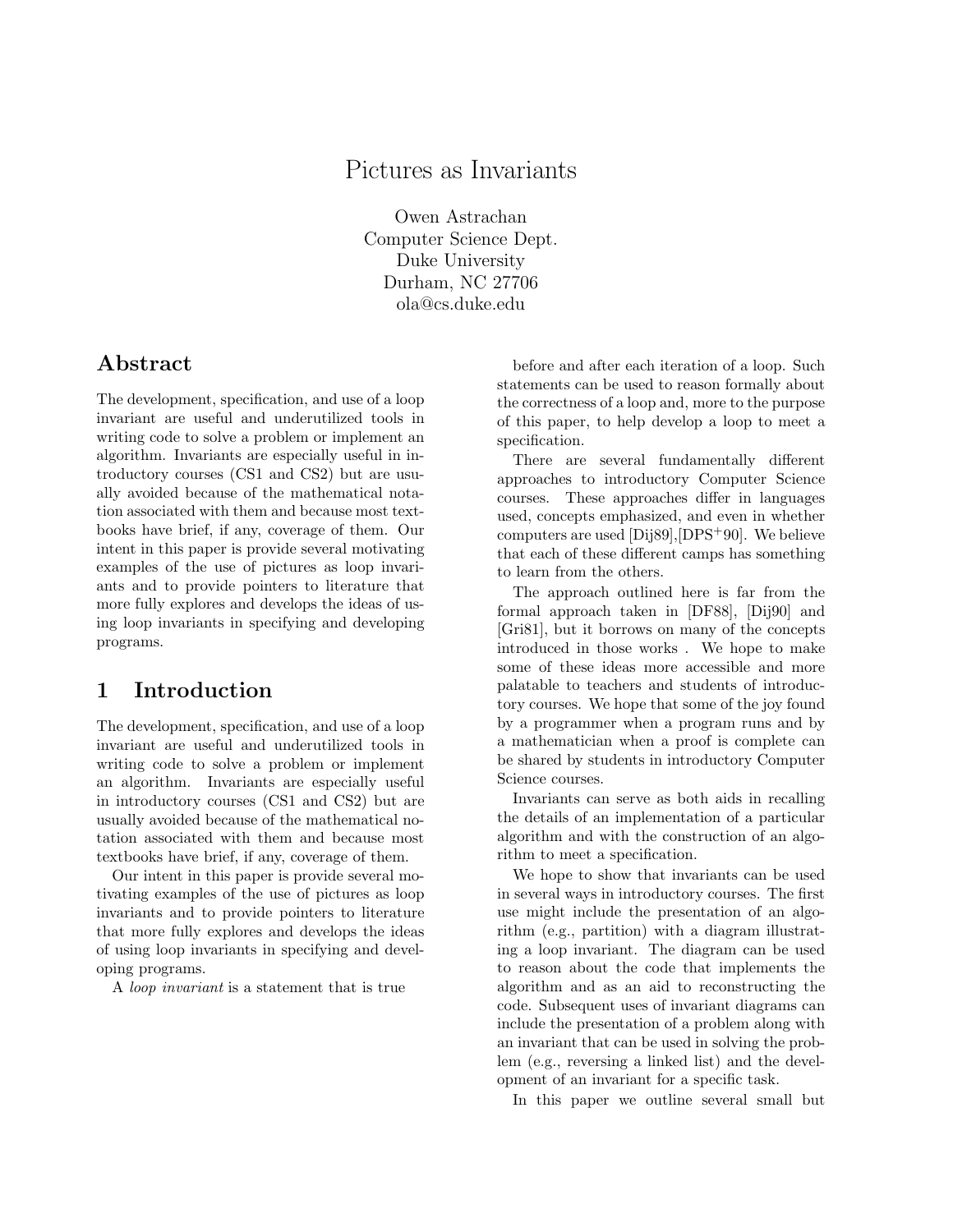# Pictures as Invariants

Owen Astrachan
Computer Science Dept.
Duke University
Durham, NC 27706
ola@cs.duke.edu

## Abstract

The development, specification, and use of a loop invariant are useful and underutilized tools in writing code to solve a problem or implement an algorithm. Invariants are especially useful in introductory courses (CS1 and CS2) but are usually avoided because of the mathematical notation associated with them and because most textbooks have brief, if any, coverage of them. Our intent in this paper is provide several motivating examples of the use of pictures as loop invariants and to provide pointers to literature that more fully explores and develops the ideas of using loop invariants in specifying and developing programs.

## 1 Introduction

The development, specification, and use of a loop invariant are useful and underutilized tools in writing code to solve a problem or implement an algorithm. Invariants are especially useful in introductory courses (CS1 and CS2) but are usually avoided because of the mathematical notation associated with them and because most textbooks have brief, if any, coverage of them.

Our intent in this paper is provide several motivating examples of the use of pictures as loop invariants and to provide pointers to literature that more fully explores and develops the ideas of using loop invariants in specifying and developing programs.

A *loop invariant* is a statement that is true before and after each iteration of a loop. Such statements can be used to reason formally about the correctness of a loop and, more to the purpose of this paper, to help develop a loop to meet a specification.

There are several fundamentally different approaches to introductory Computer Science courses. These approaches differ in languages used, concepts emphasized, and even in whether computers are used [Dij89],[DPS+90]. We believe that each of these different camps has something to learn from the others.

The approach outlined here is far from the formal approach taken in [DF88], [Dij90] and [Gri81], but it borrows on many of the concepts introduced in those works . We hope to make some of these ideas more accessible and more palatable to teachers and students of introductory courses. We hope that some of the joy found by a programmer when a program runs and by a mathematician when a proof is complete can be shared by students in introductory Computer Science courses.

Invariants can serve as both aids in recalling the details of an implementation of a particular algorithm and with the construction of an algorithm to meet a specification.

We hope to show that invariants can be used in several ways in introductory courses. The first use might include the presentation of an algorithm (e.g., partition) with a diagram illustrating a loop invariant. The diagram can be used to reason about the code that implements the algorithm and as an aid to reconstructing the code. Subsequent uses of invariant diagrams can include the presentation of a problem along with an invariant that can be used in solving the problem (e.g., reversing a linked list) and the development of an invariant for a specific task.

In this paper we outline several small but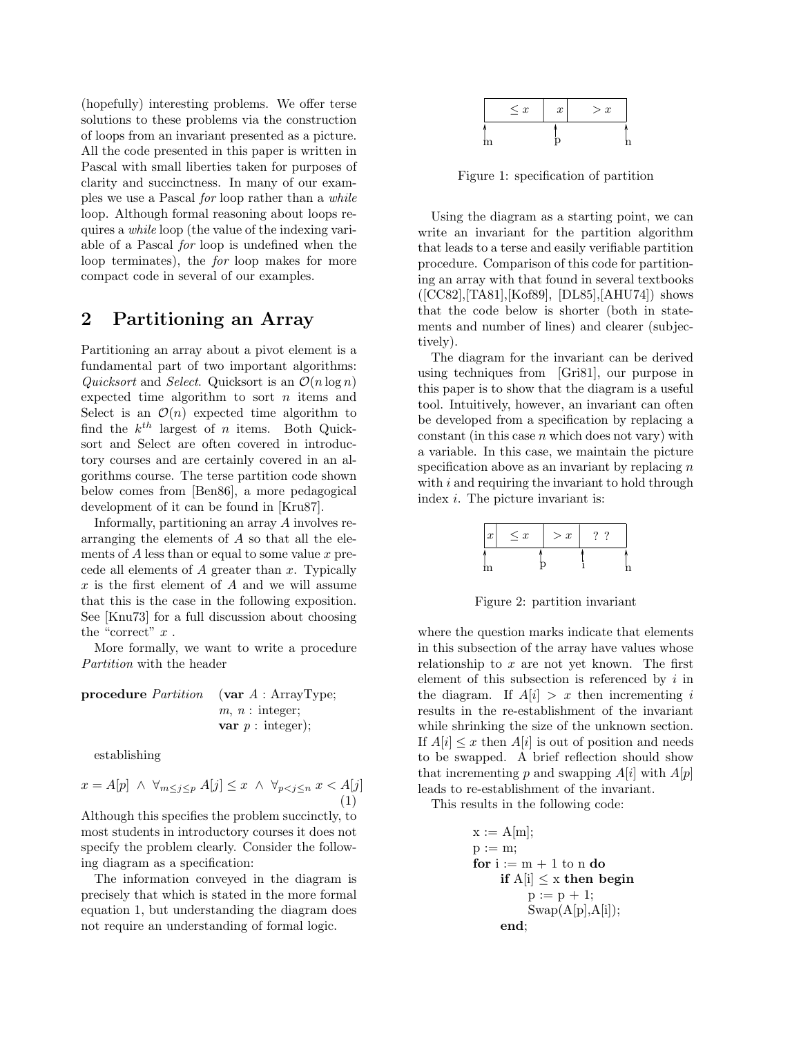(hopefully) interesting problems. We offer terse solutions to these problems via the construction of loops from an invariant presented as a picture. All the code presented in this paper is written in Pascal with small liberties taken for purposes of clarity and succinctness. In many of our examples we use a Pascal *for* loop rather than a *while* loop. Although formal reasoning about loops requires a *while* loop (the value of the indexing variable of a Pascal *for* loop is undefined when the loop terminates), the *for* loop makes for more compact code in several of our examples.

## 2 Partitioning an Array

Partitioning an array about a pivot element is a fundamental part of two important algorithms: *Quicksort* and *Select*. Quicksort is an $\mathcal{O}(n \log n)$ expected time algorithm to sort $n$ items and Select is an $\mathcal{O}(n)$ expected time algorithm to find the $k^{th}$ largest of $n$ items. Both Quicksort and Select are often covered in introductory courses and are certainly covered in an algorithms course. The terse partition code shown below comes from [Ben86], a more pedagogical development of it can be found in [Kru87].

Informally, partitioning an array $A$ involves rearranging the elements of $A$ so that all the elements of $A$ less than or equal to some value $x$ precede all elements of $A$ greater than $x$. Typically $x$ is the first element of $A$ and we will assume that this is the case in the following exposition. See [Knu73] for a full discussion about choosing the "correct" $x$ .

More formally, we want to write a procedure *Partition* with the header

**procedure** *Partition* (**var** $A$ : ArrayType;
$m$, $n$ : integer;
**var** $p$ : integer);

establishing

$$x = A[p] \;\wedge\; \forall_{m \leq j \leq p}\, A[j] \leq x \;\wedge\; \forall_{p < j \leq n}\, x < A[j] \tag{1}$$

Although this specifies the problem succinctly, to most students in introductory courses it does not specify the problem clearly. Consider the following diagram as a specification:

The information conveyed in the diagram is precisely that which is stated in the more formal equation 1, but understanding the diagram does not require an understanding of formal logic.

| $\leq x$ | $x$ | $> x$ |
|---|---|---|

m p n

Figure 1: specification of partition

Using the diagram as a starting point, we can write an invariant for the partition algorithm that leads to a terse and easily verifiable partition procedure. Comparison of this code for partitioning an array with that found in several textbooks ([CC82],[TA81],[Kof89], [DL85],[AHU74]) shows that the code below is shorter (both in statements and number of lines) and clearer (subjectively).

The diagram for the invariant can be derived using techniques from [Gri81], our purpose in this paper is to show that the diagram is a useful tool. Intuitively, however, an invariant can often be developed from a specification by replacing a constant (in this case $n$ which does not vary) with a variable. In this case, we maintain the picture specification above as an invariant by replacing $n$ with $i$ and requiring the invariant to hold through index $i$. The picture invariant is:

| $x$ | $\leq x$ | $> x$ | ? ? |
|---|---|---|---|

m p i n

Figure 2: partition invariant

where the question marks indicate that elements in this subsection of the array have values whose relationship to $x$ are not yet known. The first element of this subsection is referenced by $i$ in the diagram. If $A[i] > x$ then incrementing $i$ results in the re-establishment of the invariant while shrinking the size of the unknown section. If $A[i] \leq x$ then $A[i]$ is out of position and needs to be swapped. A brief reflection should show that incrementing $p$ and swapping $A[i]$ with $A[p]$ leads to re-establishment of the invariant.

This results in the following code:

```
x := A[m];
p := m;
for i := m + 1 to n do
    if A[i] ≤ x then begin
        p := p + 1;
        Swap(A[p],A[i]);
    end;
```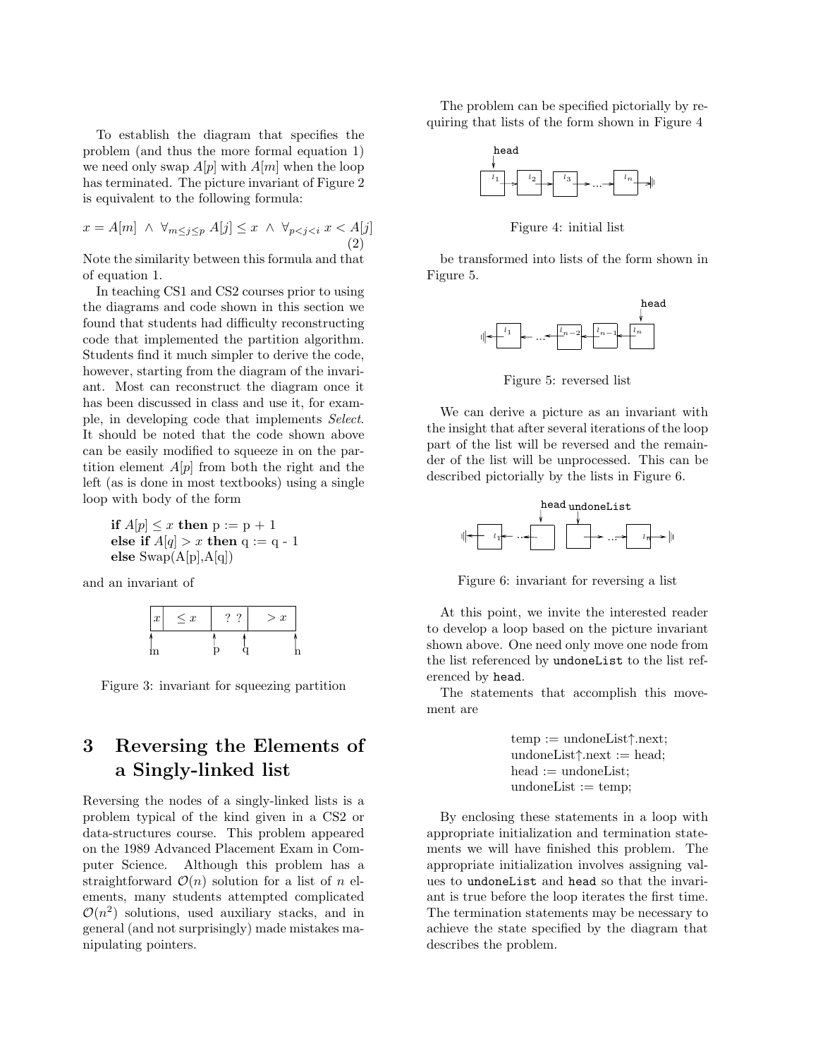To establish the diagram that specifies the problem (and thus the more formal equation 1) we need only swap $A[p]$ with $A[m]$ when the loop has terminated. The picture invariant of Figure 2 is equivalent to the following formula:

$$x = A[m] \ \wedge \ \forall_{m \leq j \leq p} \ A[j] \leq x \ \wedge \ \forall_{p < j < i} \ x < A[j] \quad (2)$$

Note the similarity between this formula and that of equation 1.

In teaching CS1 and CS2 courses prior to using the diagrams and code shown in this section we found that students had difficulty reconstructing code that implemented the partition algorithm. Students find it much simpler to derive the code, however, starting from the diagram of the invariant. Most can reconstruct the diagram once it has been discussed in class and use it, for example, in developing code that implements *Select*. It should be noted that the code shown above can be easily modified to squeeze in on the partition element $A[p]$ from both the right and the left (as is done in most textbooks) using a single loop with body of the form

> **if** $A[p] \leq x$ **then** p := p + 1
> **else if** $A[q] > x$ **then** q := q - 1
> **else** Swap(A[p],A[q])

and an invariant of

| $x$ | $\leq x$ | ? ? | $> x$ |
|---|---|---|---|

(indices: m, p, q, n)

Figure 3: invariant for squeezing partition

# 3 Reversing the Elements of a Singly-linked list

Reversing the nodes of a singly-linked lists is a problem typical of the kind given in a CS2 or data-structures course. This problem appeared on the 1989 Advanced Placement Exam in Computer Science. Although this problem has a straightforward $\mathcal{O}(n)$ solution for a list of $n$ elements, many students attempted complicated $\mathcal{O}(n^2)$ solutions, used auxiliary stacks, and in general (and not surprisingly) made mistakes manipulating pointers.

The problem can be specified pictorially by requiring that lists of the form shown in Figure 4

head → [$l_1$] → [$l_2$] → [$l_3$] → ... → [$l_n$] → ⫴

Figure 4: initial list

be transformed into lists of the form shown in Figure 5.

⫴ ← [$l_1$] ← ... ← [$l_{n-2}$] ← [$l_{n-1}$] ← [$l_n$] ← head

Figure 5: reversed list

We can derive a picture as an invariant with the insight that after several iterations of the loop part of the list will be reversed and the remainder of the list will be unprocessed. This can be described pictorially by the lists in Figure 6.

⫴ ← [$l_1$] ← ... ← [ ] (head)  [ ] (undoneList) → ... → [$l_n$] → ⫴

Figure 6: invariant for reversing a list

At this point, we invite the interested reader to develop a loop based on the picture invariant shown above. One need only move one node from the list referenced by `undoneList` to the list referenced by `head`.

The statements that accomplish this movement are

```
temp := undoneList↑.next;
undoneList↑.next := head;
head := undoneList;
undoneList := temp;
```

By enclosing these statements in a loop with appropriate initialization and termination statements we will have finished this problem. The appropriate initialization involves assigning values to `undoneList` and `head` so that the invariant is true before the loop iterates the first time. The termination statements may be necessary to achieve the state specified by the diagram that describes the problem.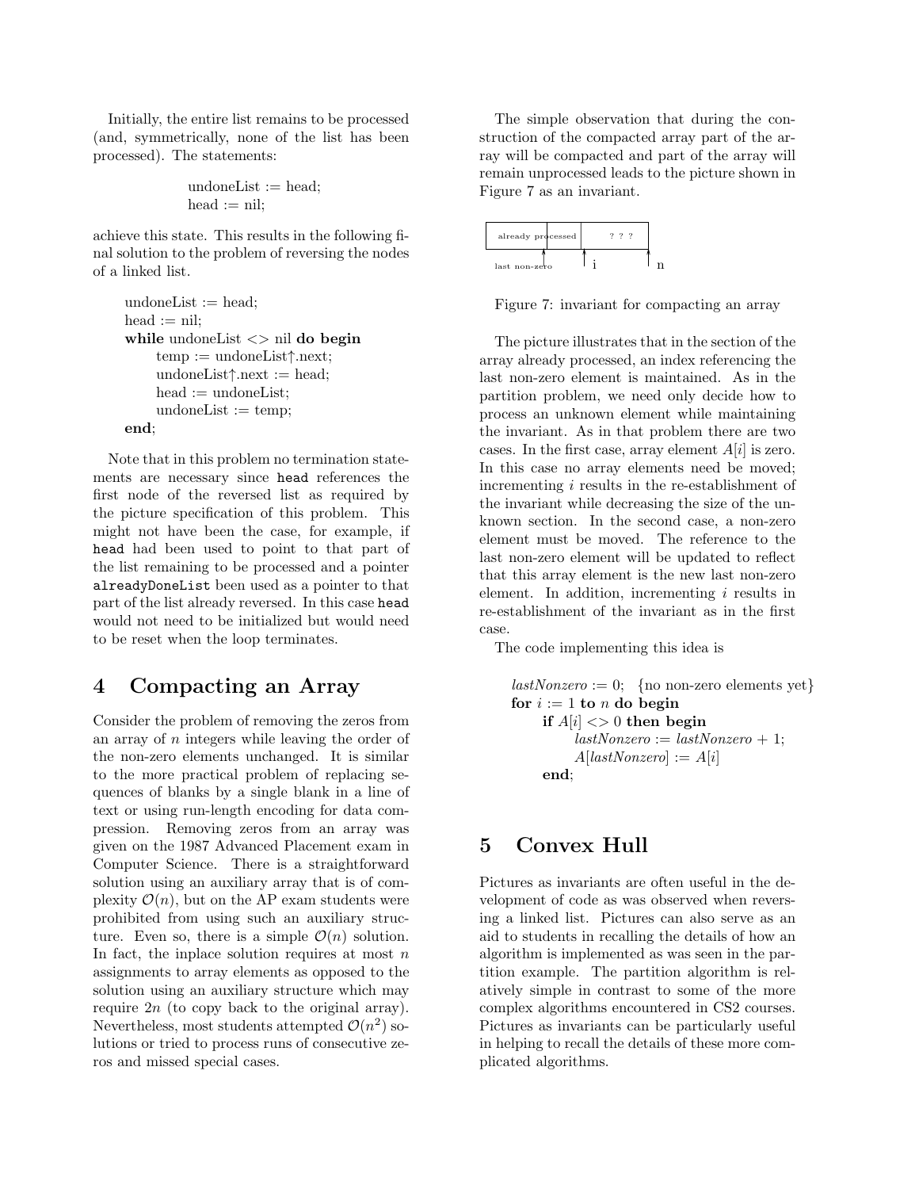Initially, the entire list remains to be processed (and, symmetrically, none of the list has been processed). The statements:

```
undoneList := head;
head := nil;
```

achieve this state. This results in the following final solution to the problem of reversing the nodes of a linked list.

```
undoneList := head;
head := nil;
while undoneList <> nil do begin
    temp := undoneList↑.next;
    undoneList↑.next := head;
    head := undoneList;
    undoneList := temp;
end;
```

Note that in this problem no termination statements are necessary since `head` references the first node of the reversed list as required by the picture specification of this problem. This might not have been the case, for example, if `head` had been used to point to that part of the list remaining to be processed and a pointer `alreadyDoneList` been used as a pointer to that part of the list already reversed. In this case `head` would not need to be initialized but would need to be reset when the loop terminates.

## 4 Compacting an Array

Consider the problem of removing the zeros from an array of $n$ integers while leaving the order of the non-zero elements unchanged. It is similar to the more practical problem of replacing sequences of blanks by a single blank in a line of text or using run-length encoding for data compression. Removing zeros from an array was given on the 1987 Advanced Placement exam in Computer Science. There is a straightforward solution using an auxiliary array that is of complexity $\mathcal{O}(n)$, but on the AP exam students were prohibited from using such an auxiliary structure. Even so, there is a simple $\mathcal{O}(n)$ solution. In fact, the inplace solution requires at most $n$ assignments to array elements as opposed to the solution using an auxiliary structure which may require $2n$ (to copy back to the original array). Nevertheless, most students attempted $\mathcal{O}(n^2)$ solutions or tried to process runs of consecutive zeros and missed special cases.

The simple observation that during the construction of the compacted array part of the array will be compacted and part of the array will remain unprocessed leads to the picture shown in Figure 7 as an invariant.

already processed | ? ? ?

last non-zero   i   n

Figure 7: invariant for compacting an array

The picture illustrates that in the section of the array already processed, an index referencing the last non-zero element is maintained. As in the partition problem, we need only decide how to process an unknown element while maintaining the invariant. As in that problem there are two cases. In the first case, array element $A[i]$ is zero. In this case no array elements need be moved; incrementing $i$ results in the re-establishment of the invariant while decreasing the size of the unknown section. In the second case, a non-zero element must be moved. The reference to the last non-zero element will be updated to reflect that this array element is the new last non-zero element. In addition, incrementing $i$ results in re-establishment of the invariant as in the first case.

The code implementing this idea is

```
lastNonzero := 0;   {no non-zero elements yet}
for i := 1 to n do begin
    if A[i] <> 0 then begin
        lastNonzero := lastNonzero + 1;
        A[lastNonzero] := A[i]
    end;
```

## 5 Convex Hull

Pictures as invariants are often useful in the development of code as was observed when reversing a linked list. Pictures can also serve as an aid to students in recalling the details of how an algorithm is implemented as was seen in the partition example. The partition algorithm is relatively simple in contrast to some of the more complex algorithms encountered in CS2 courses. Pictures as invariants can be particularly useful in helping to recall the details of these more complicated algorithms.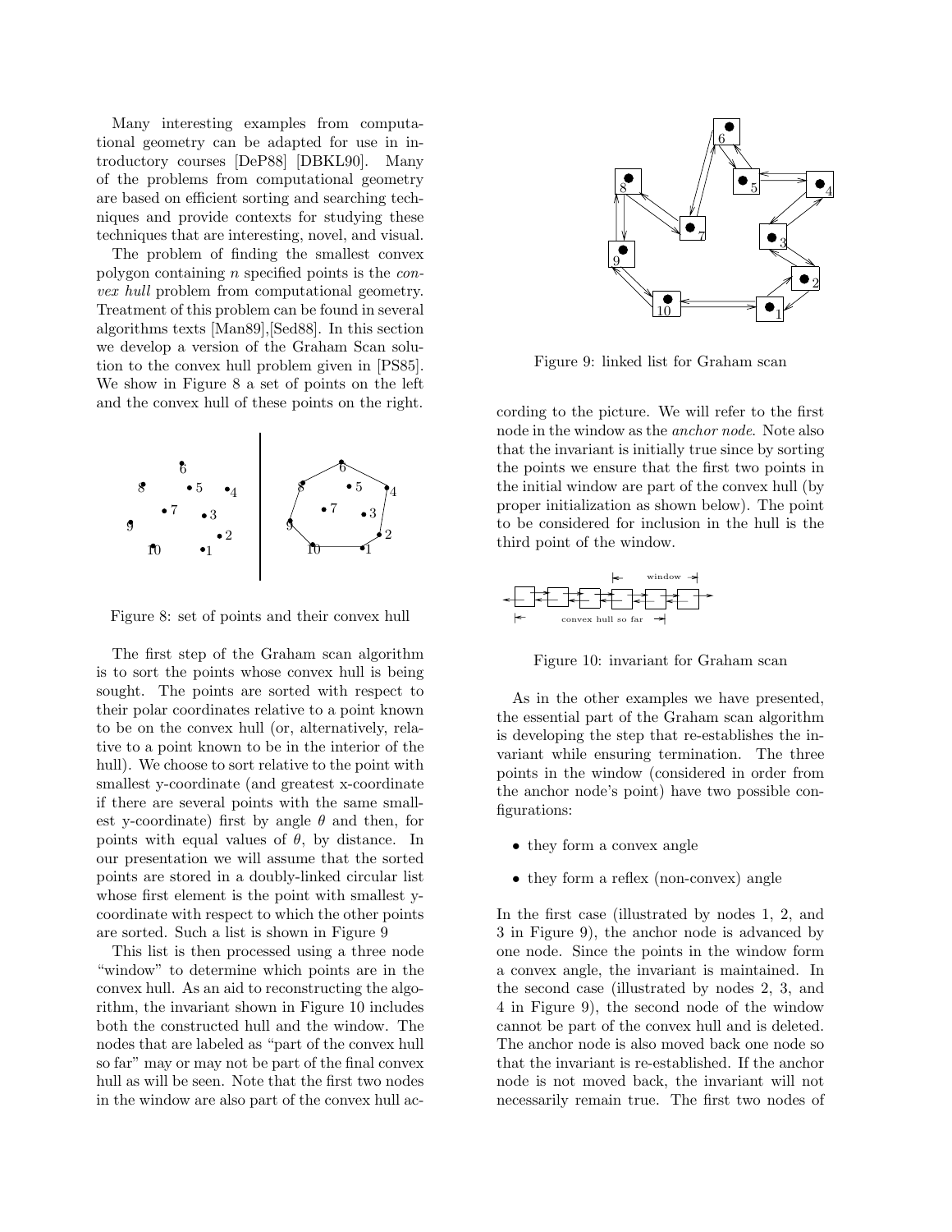Many interesting examples from computational geometry can be adapted for use in introductory courses [DeP88] [DBKL90]. Many of the problems from computational geometry are based on efficient sorting and searching techniques and provide contexts for studying these techniques that are interesting, novel, and visual.

The problem of finding the smallest convex polygon containing $n$ specified points is the *convex hull* problem from computational geometry. Treatment of this problem can be found in several algorithms texts [Man89],[Sed88]. In this section we develop a version of the Graham Scan solution to the convex hull problem given in [PS85]. We show in Figure 8 a set of points on the left and the convex hull of these points on the right.

Figure 8: set of points and their convex hull

The first step of the Graham scan algorithm is to sort the points whose convex hull is being sought. The points are sorted with respect to their polar coordinates relative to a point known to be on the convex hull (or, alternatively, relative to a point known to be in the interior of the hull). We choose to sort relative to the point with smallest y-coordinate (and greatest x-coordinate if there are several points with the same smallest y-coordinate) first by angle $\theta$ and then, for points with equal values of $\theta$, by distance. In our presentation we will assume that the sorted points are stored in a doubly-linked circular list whose first element is the point with smallest y-coordinate with respect to which the other points are sorted. Such a list is shown in Figure 9

Figure 9: linked list for Graham scan

This list is then processed using a three node "window" to determine which points are in the convex hull. As an aid to reconstructing the algorithm, the invariant shown in Figure 10 includes both the constructed hull and the window. The nodes that are labeled as "part of the convex hull so far" may or may not be part of the final convex hull as will be seen. Note that the first two nodes in the window are also part of the convex hull according to the picture. We will refer to the first node in the window as the *anchor node*. Note also that the invariant is initially true since by sorting the points we ensure that the first two points in the initial window are part of the convex hull (by proper initialization as shown below). The point to be considered for inclusion in the hull is the third point of the window.

Figure 10: invariant for Graham scan

As in the other examples we have presented, the essential part of the Graham scan algorithm is developing the step that re-establishes the invariant while ensuring termination. The three points in the window (considered in order from the anchor node's point) have two possible configurations:

- they form a convex angle
- they form a reflex (non-convex) angle

In the first case (illustrated by nodes 1, 2, and 3 in Figure 9), the anchor node is advanced by one node. Since the points in the window form a convex angle, the invariant is maintained. In the second case (illustrated by nodes 2, 3, and 4 in Figure 9), the second node of the window cannot be part of the convex hull and is deleted. The anchor node is also moved back one node so that the invariant is re-established. If the anchor node is not moved back, the invariant will not necessarily remain true. The first two nodes of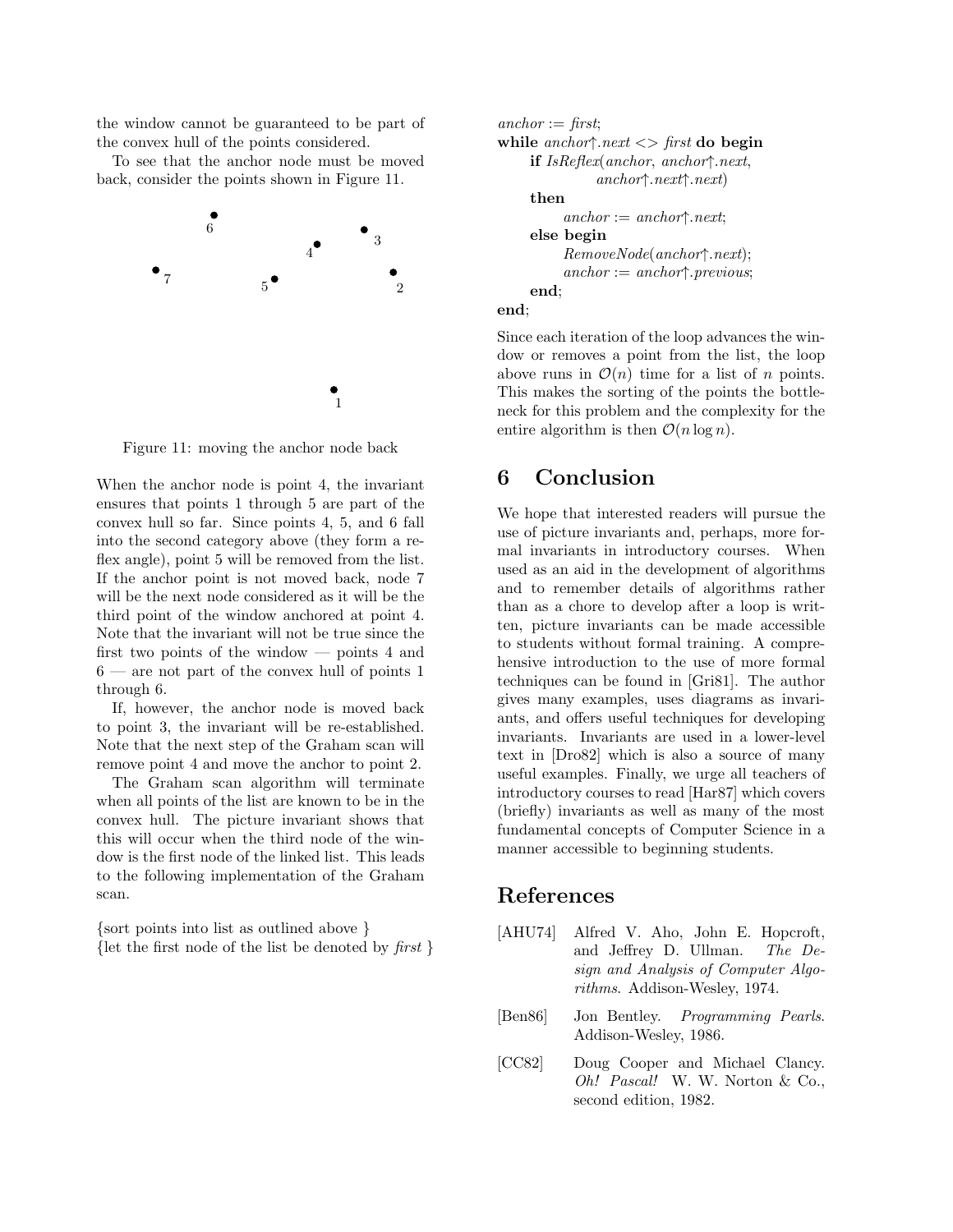the window cannot be guaranteed to be part of the convex hull of the points considered.

To see that the anchor node must be moved back, consider the points shown in Figure 11.

Figure 11: moving the anchor node back

When the anchor node is point 4, the invariant ensures that points 1 through 5 are part of the convex hull so far. Since points 4, 5, and 6 fall into the second category above (they form a reflex angle), point 5 will be removed from the list. If the anchor point is not moved back, node 7 will be the next node considered as it will be the third point of the window anchored at point 4. Note that the invariant will not be true since the first two points of the window — points 4 and 6 — are not part of the convex hull of points 1 through 6.

If, however, the anchor node is moved back to point 3, the invariant will be re-established. Note that the next step of the Graham scan will remove point 4 and move the anchor to point 2.

The Graham scan algorithm will terminate when all points of the list are known to be in the convex hull. The picture invariant shows that this will occur when the third node of the window is the first node of the linked list. This leads to the following implementation of the Graham scan.

```
{sort points into list as outlined above }
{let the first node of the list be denoted by first }
anchor := first;
while anchor↑.next <> first do begin
    if IsReflex(anchor, anchor↑.next,
            anchor↑.next↑.next)
    then
        anchor := anchor↑.next;
    else begin
        RemoveNode(anchor↑.next);
        anchor := anchor↑.previous;
    end;
end;
```

Since each iteration of the loop advances the window or removes a point from the list, the loop above runs in $\mathcal{O}(n)$ time for a list of $n$ points. This makes the sorting of the points the bottleneck for this problem and the complexity for the entire algorithm is then $\mathcal{O}(n \log n)$.

# 6 Conclusion

We hope that interested readers will pursue the use of picture invariants and, perhaps, more formal invariants in introductory courses. When used as an aid in the development of algorithms and to remember details of algorithms rather than as a chore to develop after a loop is written, picture invariants can be made accessible to students without formal training. A comprehensive introduction to the use of more formal techniques can be found in [Gri81]. The author gives many examples, uses diagrams as invariants, and offers useful techniques for developing invariants. Invariants are used in a lower-level text in [Dro82] which is also a source of many useful examples. Finally, we urge all teachers of introductory courses to read [Har87] which covers (briefly) invariants as well as many of the most fundamental concepts of Computer Science in a manner accessible to beginning students.

# References

[AHU74] Alfred V. Aho, John E. Hopcroft, and Jeffrey D. Ullman. *The Design and Analysis of Computer Algorithms*. Addison-Wesley, 1974.

[Ben86] Jon Bentley. *Programming Pearls*. Addison-Wesley, 1986.

[CC82] Doug Cooper and Michael Clancy. *Oh! Pascal!* W. W. Norton & Co., second edition, 1982.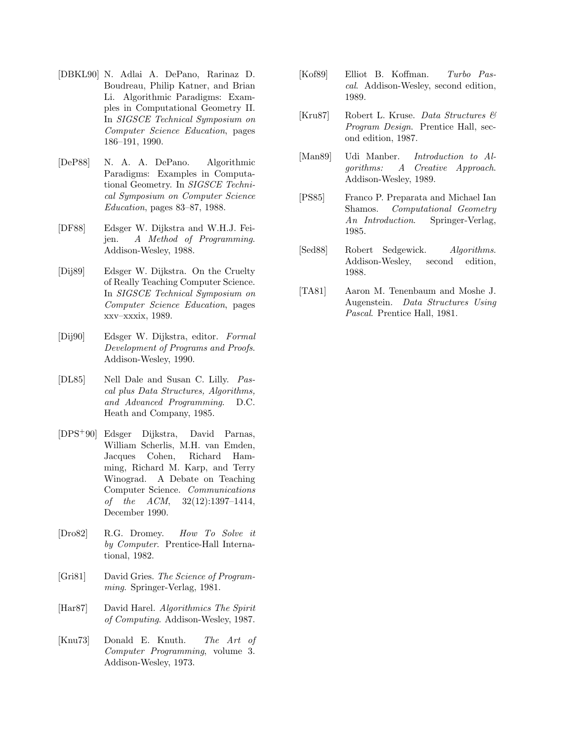[DBKL90] N. Adlai A. DePano, Rarinaz D. Boudreau, Philip Katner, and Brian Li. Algorithmic Paradigms: Examples in Computational Geometry II. In *SIGSCE Technical Symposium on Computer Science Education*, pages 186–191, 1990.

[DeP88] N. A. A. DePano. Algorithmic Paradigms: Examples in Computational Geometry. In *SIGSCE Technical Symposium on Computer Science Education*, pages 83–87, 1988.

[DF88] Edsger W. Dijkstra and W.H.J. Feijen. *A Method of Programming*. Addison-Wesley, 1988.

[Dij89] Edsger W. Dijkstra. On the Cruelty of Really Teaching Computer Science. In *SIGSCE Technical Symposium on Computer Science Education*, pages xxv–xxxix, 1989.

[Dij90] Edsger W. Dijkstra, editor. *Formal Development of Programs and Proofs*. Addison-Wesley, 1990.

[DL85] Nell Dale and Susan C. Lilly. *Pascal plus Data Structures, Algorithms, and Advanced Programming*. D.C. Heath and Company, 1985.

[DPS+90] Edsger Dijkstra, David Parnas, William Scherlis, M.H. van Emden, Jacques Cohen, Richard Hamming, Richard M. Karp, and Terry Winograd. A Debate on Teaching Computer Science. *Communications of the ACM*, 32(12):1397–1414, December 1990.

[Dro82] R.G. Dromey. *How To Solve it by Computer*. Prentice-Hall International, 1982.

[Gri81] David Gries. *The Science of Programming*. Springer-Verlag, 1981.

[Har87] David Harel. *Algorithmics The Spirit of Computing*. Addison-Wesley, 1987.

[Knu73] Donald E. Knuth. *The Art of Computer Programming*, volume 3. Addison-Wesley, 1973.

[Kof89] Elliot B. Koffman. *Turbo Pascal*. Addison-Wesley, second edition, 1989.

[Kru87] Robert L. Kruse. *Data Structures & Program Design*. Prentice Hall, second edition, 1987.

[Man89] Udi Manber. *Introduction to Algorithms: A Creative Approach*. Addison-Wesley, 1989.

[PS85] Franco P. Preparata and Michael Ian Shamos. *Computational Geometry An Introduction*. Springer-Verlag, 1985.

[Sed88] Robert Sedgewick. *Algorithms*. Addison-Wesley, second edition, 1988.

[TA81] Aaron M. Tenenbaum and Moshe J. Augenstein. *Data Structures Using Pascal*. Prentice Hall, 1981.